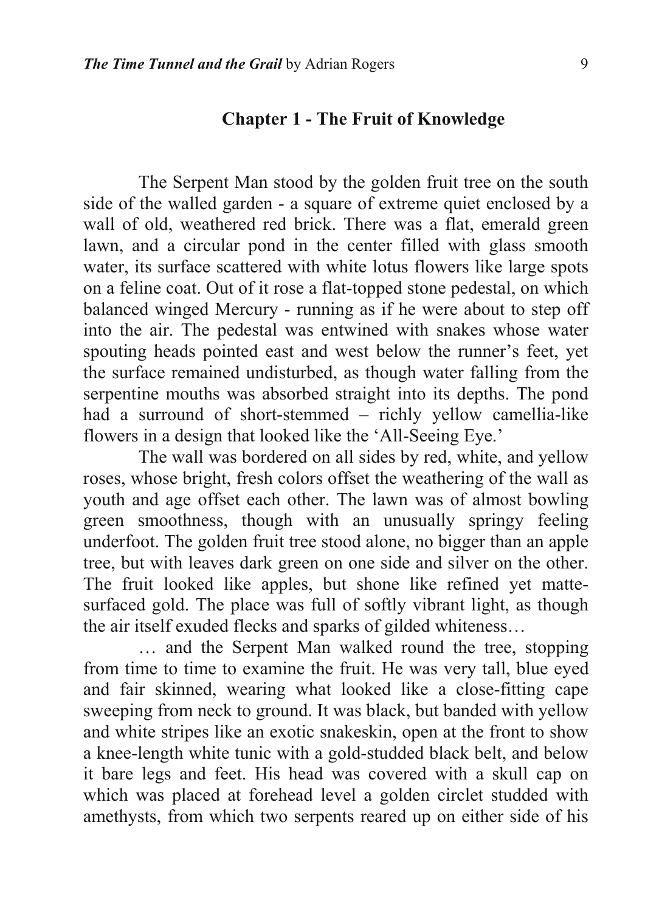## Chapter 1 - The Fruit of Knowledge

The Serpent Man stood by the golden fruit tree on the south side of the walled garden - a square of extreme quiet enclosed by a wall of old, weathered red brick. There was a flat, emerald green lawn, and a circular pond in the center filled with glass smooth water, its surface scattered with white lotus flowers like large spots on a feline coat. Out of it rose a flat-topped stone pedestal, on which balanced winged Mercury - running as if he were about to step off into the air. The pedestal was entwined with snakes whose water spouting heads pointed east and west below the runner's feet, yet the surface remained undisturbed, as though water falling from the serpentine mouths was absorbed straight into its depths. The pond had a surround of short-stemmed – richly yellow camellia-like flowers in a design that looked like the 'All-Seeing Eye.'

The wall was bordered on all sides by red, white, and yellow roses, whose bright, fresh colors offset the weathering of the wall as youth and age offset each other. The lawn was of almost bowling green smoothness, though with an unusually springy feeling underfoot. The golden fruit tree stood alone, no bigger than an apple tree, but with leaves dark green on one side and silver on the other. The fruit looked like apples, but shone like refined yet matte-surfaced gold. The place was full of softly vibrant light, as though the air itself exuded flecks and sparks of gilded whiteness…

… and the Serpent Man walked round the tree, stopping from time to time to examine the fruit. He was very tall, blue eyed and fair skinned, wearing what looked like a close-fitting cape sweeping from neck to ground. It was black, but banded with yellow and white stripes like an exotic snakeskin, open at the front to show a knee-length white tunic with a gold-studded black belt, and below it bare legs and feet. His head was covered with a skull cap on which was placed at forehead level a golden circlet studded with amethysts, from which two serpents reared up on either side of his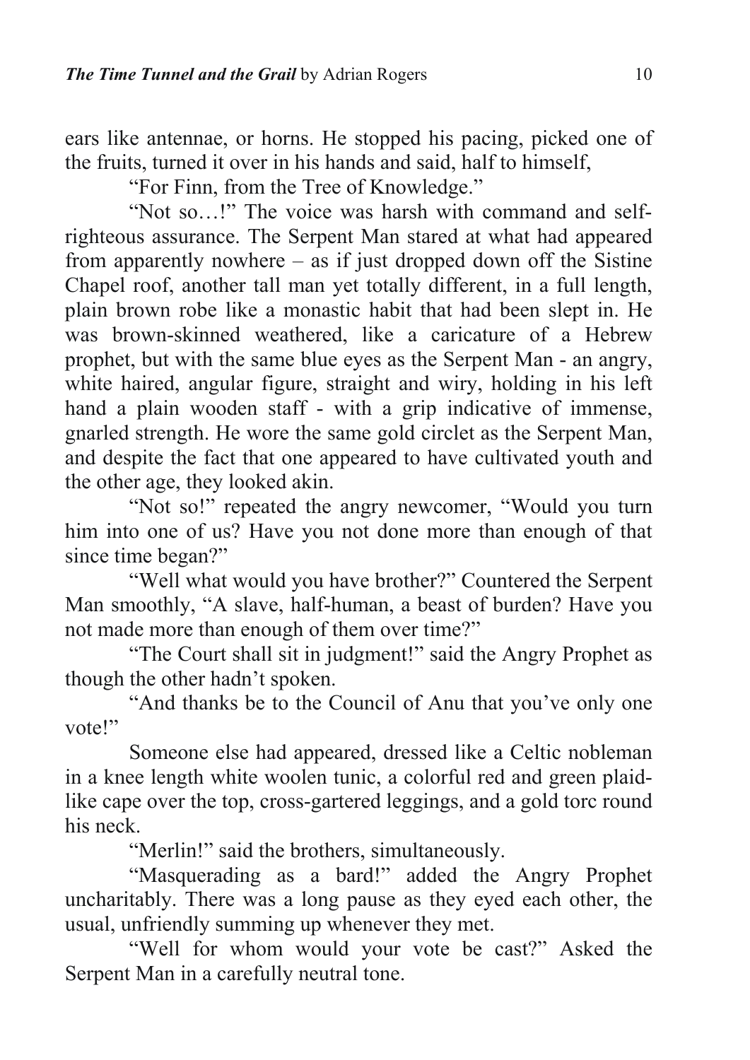ears like antennae, or horns. He stopped his pacing, picked one of the fruits, turned it over in his hands and said, half to himself,

"For Finn, from the Tree of Knowledge."

"Not so…!" The voice was harsh with command and self-righteous assurance. The Serpent Man stared at what had appeared from apparently nowhere – as if just dropped down off the Sistine Chapel roof, another tall man yet totally different, in a full length, plain brown robe like a monastic habit that had been slept in. He was brown-skinned weathered, like a caricature of a Hebrew prophet, but with the same blue eyes as the Serpent Man - an angry, white haired, angular figure, straight and wiry, holding in his left hand a plain wooden staff - with a grip indicative of immense, gnarled strength. He wore the same gold circlet as the Serpent Man, and despite the fact that one appeared to have cultivated youth and the other age, they looked akin.

"Not so!" repeated the angry newcomer, "Would you turn him into one of us? Have you not done more than enough of that since time began?"

"Well what would you have brother?" Countered the Serpent Man smoothly, "A slave, half-human, a beast of burden? Have you not made more than enough of them over time?"

"The Court shall sit in judgment!" said the Angry Prophet as though the other hadn't spoken.

"And thanks be to the Council of Anu that you've only one vote!"

Someone else had appeared, dressed like a Celtic nobleman in a knee length white woolen tunic, a colorful red and green plaid-like cape over the top, cross-gartered leggings, and a gold torc round his neck.

"Merlin!" said the brothers, simultaneously.

"Masquerading as a bard!" added the Angry Prophet uncharitably. There was a long pause as they eyed each other, the usual, unfriendly summing up whenever they met.

"Well for whom would your vote be cast?" Asked the Serpent Man in a carefully neutral tone.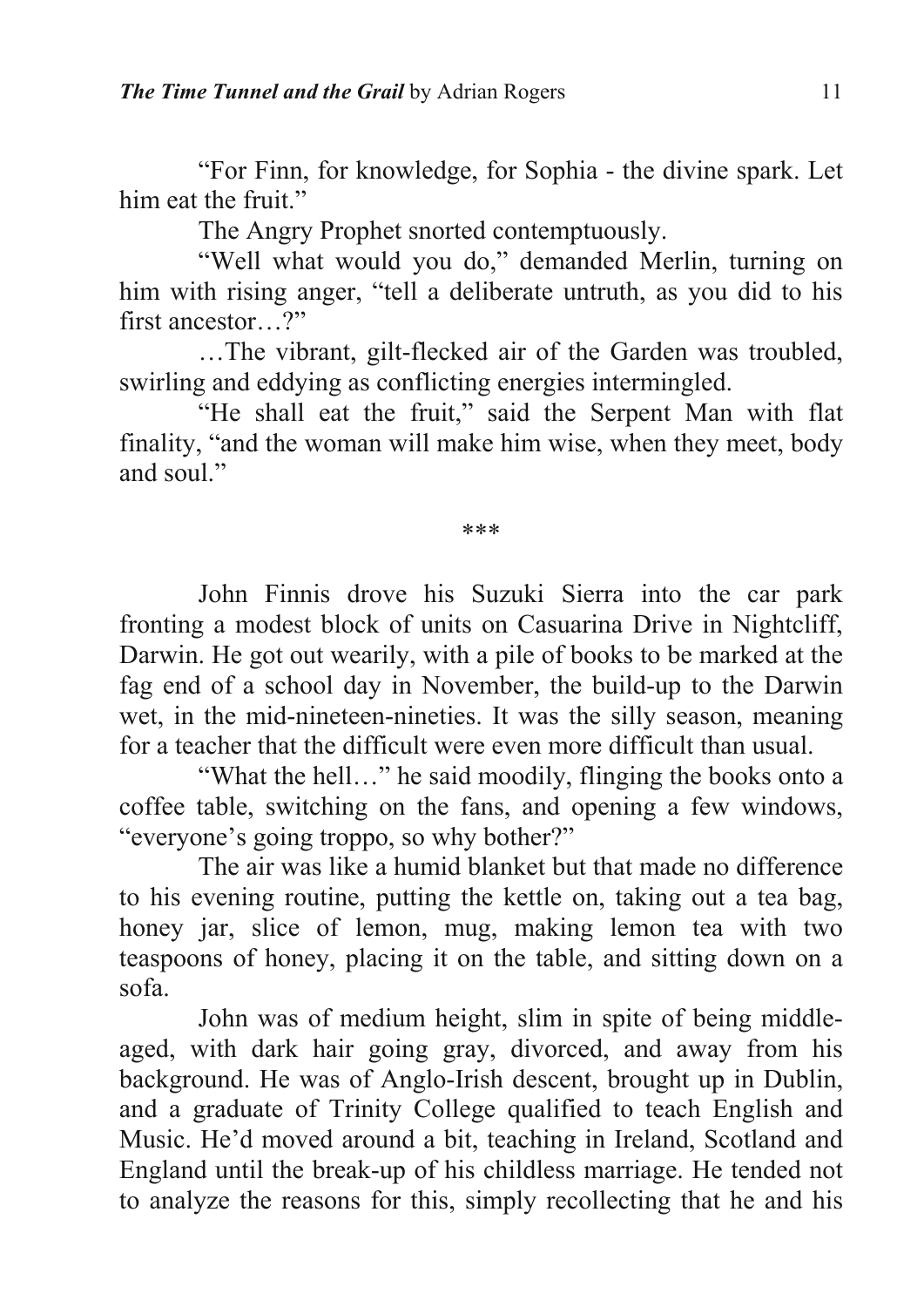"For Finn, for knowledge, for Sophia - the divine spark. Let him eat the fruit."

The Angry Prophet snorted contemptuously.

"Well what would you do," demanded Merlin, turning on him with rising anger, "tell a deliberate untruth, as you did to his first ancestor…?"

…The vibrant, gilt-flecked air of the Garden was troubled, swirling and eddying as conflicting energies intermingled.

"He shall eat the fruit," said the Serpent Man with flat finality, "and the woman will make him wise, when they meet, body and soul."

\*\*\*

John Finnis drove his Suzuki Sierra into the car park fronting a modest block of units on Casuarina Drive in Nightcliff, Darwin. He got out wearily, with a pile of books to be marked at the fag end of a school day in November, the build-up to the Darwin wet, in the mid-nineteen-nineties. It was the silly season, meaning for a teacher that the difficult were even more difficult than usual.

"What the hell…" he said moodily, flinging the books onto a coffee table, switching on the fans, and opening a few windows, "everyone's going troppo, so why bother?"

The air was like a humid blanket but that made no difference to his evening routine, putting the kettle on, taking out a tea bag, honey jar, slice of lemon, mug, making lemon tea with two teaspoons of honey, placing it on the table, and sitting down on a sofa.

John was of medium height, slim in spite of being middle-aged, with dark hair going gray, divorced, and away from his background. He was of Anglo-Irish descent, brought up in Dublin, and a graduate of Trinity College qualified to teach English and Music. He'd moved around a bit, teaching in Ireland, Scotland and England until the break-up of his childless marriage. He tended not to analyze the reasons for this, simply recollecting that he and his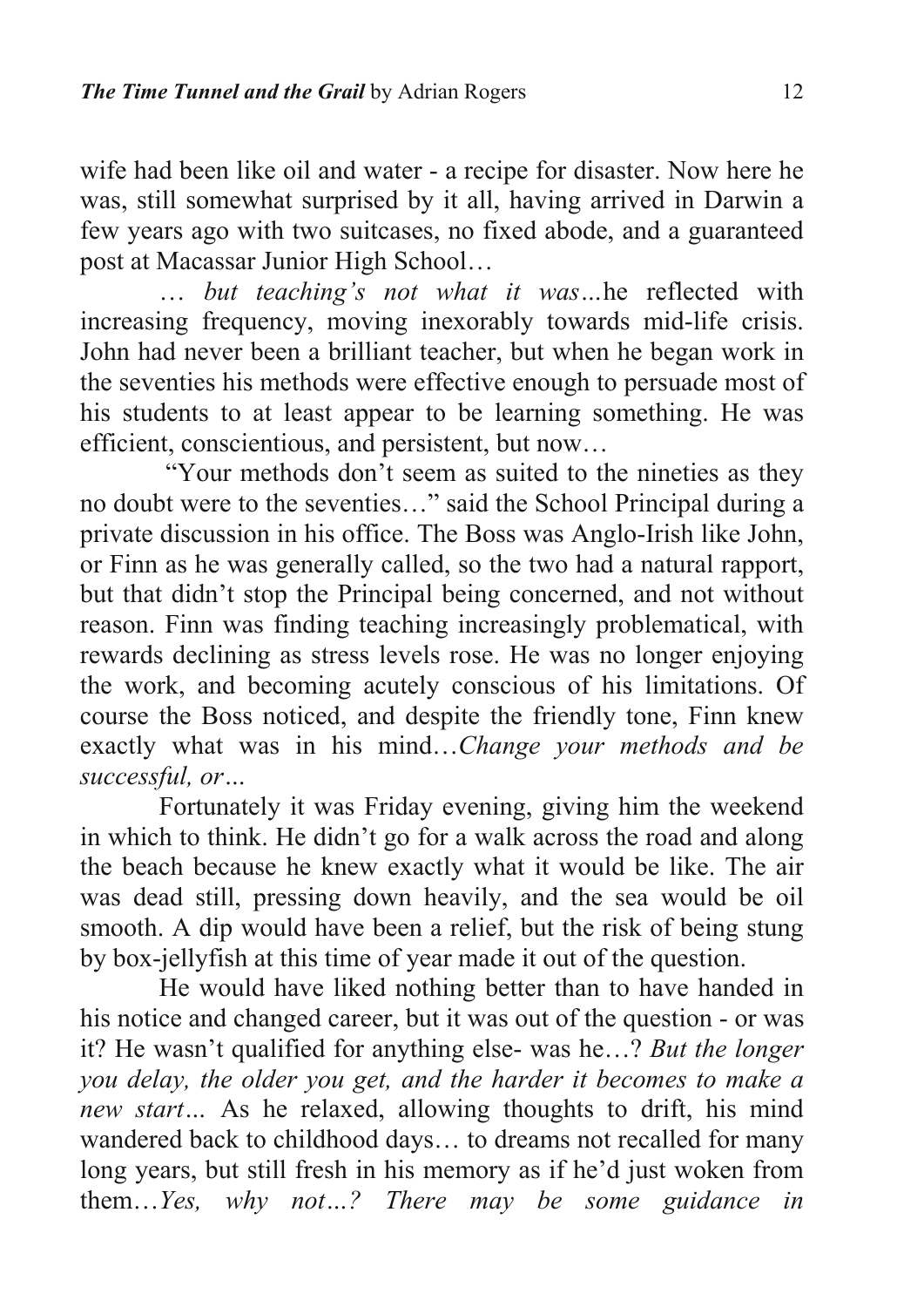wife had been like oil and water - a recipe for disaster. Now here he was, still somewhat surprised by it all, having arrived in Darwin a few years ago with two suitcases, no fixed abode, and a guaranteed post at Macassar Junior High School…

*… but teaching's not what it was…*he reflected with increasing frequency, moving inexorably towards mid-life crisis. John had never been a brilliant teacher, but when he began work in the seventies his methods were effective enough to persuade most of his students to at least appear to be learning something. He was efficient, conscientious, and persistent, but now…

"Your methods don't seem as suited to the nineties as they no doubt were to the seventies…" said the School Principal during a private discussion in his office. The Boss was Anglo-Irish like John, or Finn as he was generally called, so the two had a natural rapport, but that didn't stop the Principal being concerned, and not without reason. Finn was finding teaching increasingly problematical, with rewards declining as stress levels rose. He was no longer enjoying the work, and becoming acutely conscious of his limitations. Of course the Boss noticed, and despite the friendly tone, Finn knew exactly what was in his mind…*Change your methods and be successful, or…*

Fortunately it was Friday evening, giving him the weekend in which to think. He didn't go for a walk across the road and along the beach because he knew exactly what it would be like. The air was dead still, pressing down heavily, and the sea would be oil smooth. A dip would have been a relief, but the risk of being stung by box-jellyfish at this time of year made it out of the question.

He would have liked nothing better than to have handed in his notice and changed career, but it was out of the question - or was it? He wasn't qualified for anything else- was he…? *But the longer you delay, the older you get, and the harder it becomes to make a new start…* As he relaxed, allowing thoughts to drift, his mind wandered back to childhood days… to dreams not recalled for many long years, but still fresh in his memory as if he'd just woken from them…*Yes, why not…? There may be some guidance in*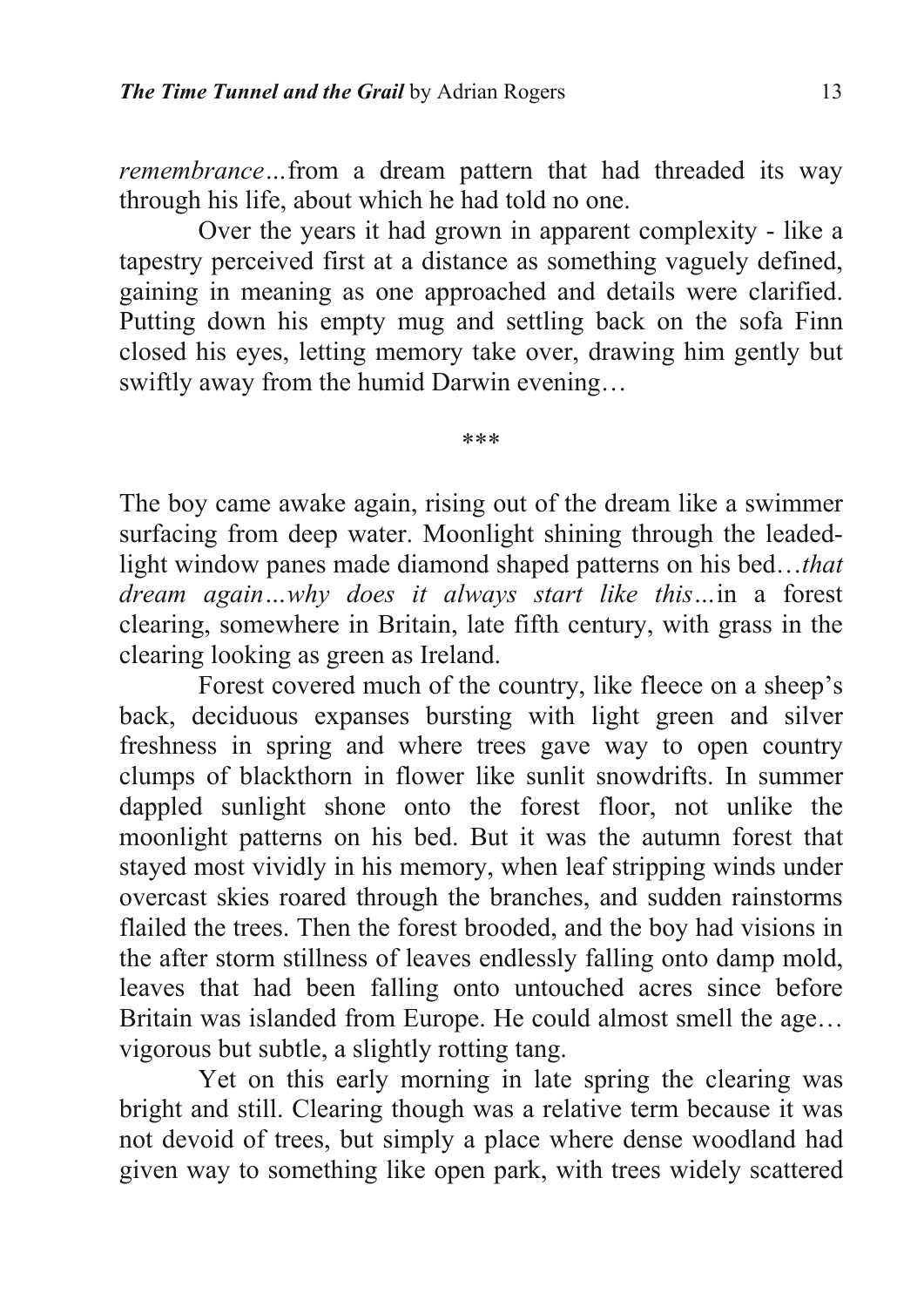*remembrance…*from a dream pattern that had threaded its way through his life, about which he had told no one.

Over the years it had grown in apparent complexity - like a tapestry perceived first at a distance as something vaguely defined, gaining in meaning as one approached and details were clarified. Putting down his empty mug and settling back on the sofa Finn closed his eyes, letting memory take over, drawing him gently but swiftly away from the humid Darwin evening…

\*\*\*

The boy came awake again, rising out of the dream like a swimmer surfacing from deep water. Moonlight shining through the leaded-light window panes made diamond shaped patterns on his bed…*that dream again…why does it always start like this…*in a forest clearing, somewhere in Britain, late fifth century, with grass in the clearing looking as green as Ireland.

Forest covered much of the country, like fleece on a sheep's back, deciduous expanses bursting with light green and silver freshness in spring and where trees gave way to open country clumps of blackthorn in flower like sunlit snowdrifts. In summer dappled sunlight shone onto the forest floor, not unlike the moonlight patterns on his bed. But it was the autumn forest that stayed most vividly in his memory, when leaf stripping winds under overcast skies roared through the branches, and sudden rainstorms flailed the trees. Then the forest brooded, and the boy had visions in the after storm stillness of leaves endlessly falling onto damp mold, leaves that had been falling onto untouched acres since before Britain was islanded from Europe. He could almost smell the age… vigorous but subtle, a slightly rotting tang.

Yet on this early morning in late spring the clearing was bright and still. Clearing though was a relative term because it was not devoid of trees, but simply a place where dense woodland had given way to something like open park, with trees widely scattered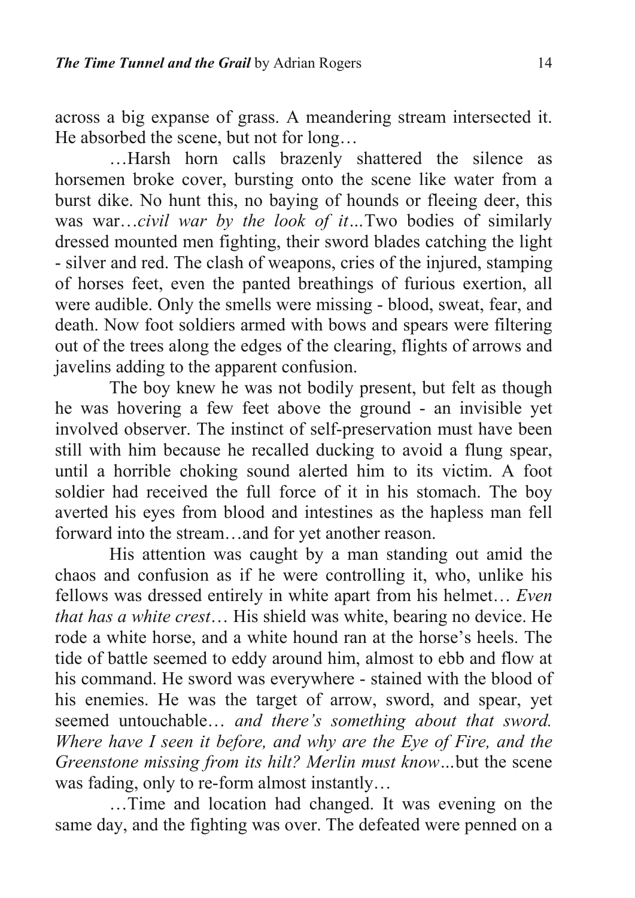across a big expanse of grass. A meandering stream intersected it. He absorbed the scene, but not for long…

…Harsh horn calls brazenly shattered the silence as horsemen broke cover, bursting onto the scene like water from a burst dike. No hunt this, no baying of hounds or fleeing deer, this was war…*civil war by the look of it…*Two bodies of similarly dressed mounted men fighting, their sword blades catching the light - silver and red. The clash of weapons, cries of the injured, stamping of horses feet, even the panted breathings of furious exertion, all were audible. Only the smells were missing - blood, sweat, fear, and death. Now foot soldiers armed with bows and spears were filtering out of the trees along the edges of the clearing, flights of arrows and javelins adding to the apparent confusion.

The boy knew he was not bodily present, but felt as though he was hovering a few feet above the ground - an invisible yet involved observer. The instinct of self-preservation must have been still with him because he recalled ducking to avoid a flung spear, until a horrible choking sound alerted him to its victim. A foot soldier had received the full force of it in his stomach. The boy averted his eyes from blood and intestines as the hapless man fell forward into the stream…and for yet another reason.

His attention was caught by a man standing out amid the chaos and confusion as if he were controlling it, who, unlike his fellows was dressed entirely in white apart from his helmet… *Even that has a white crest*… His shield was white, bearing no device. He rode a white horse, and a white hound ran at the horse's heels. The tide of battle seemed to eddy around him, almost to ebb and flow at his command. He sword was everywhere - stained with the blood of his enemies. He was the target of arrow, sword, and spear, yet seemed untouchable… *and there's something about that sword. Where have I seen it before, and why are the Eye of Fire, and the Greenstone missing from its hilt? Merlin must know…*but the scene was fading, only to re-form almost instantly…

…Time and location had changed. It was evening on the same day, and the fighting was over. The defeated were penned on a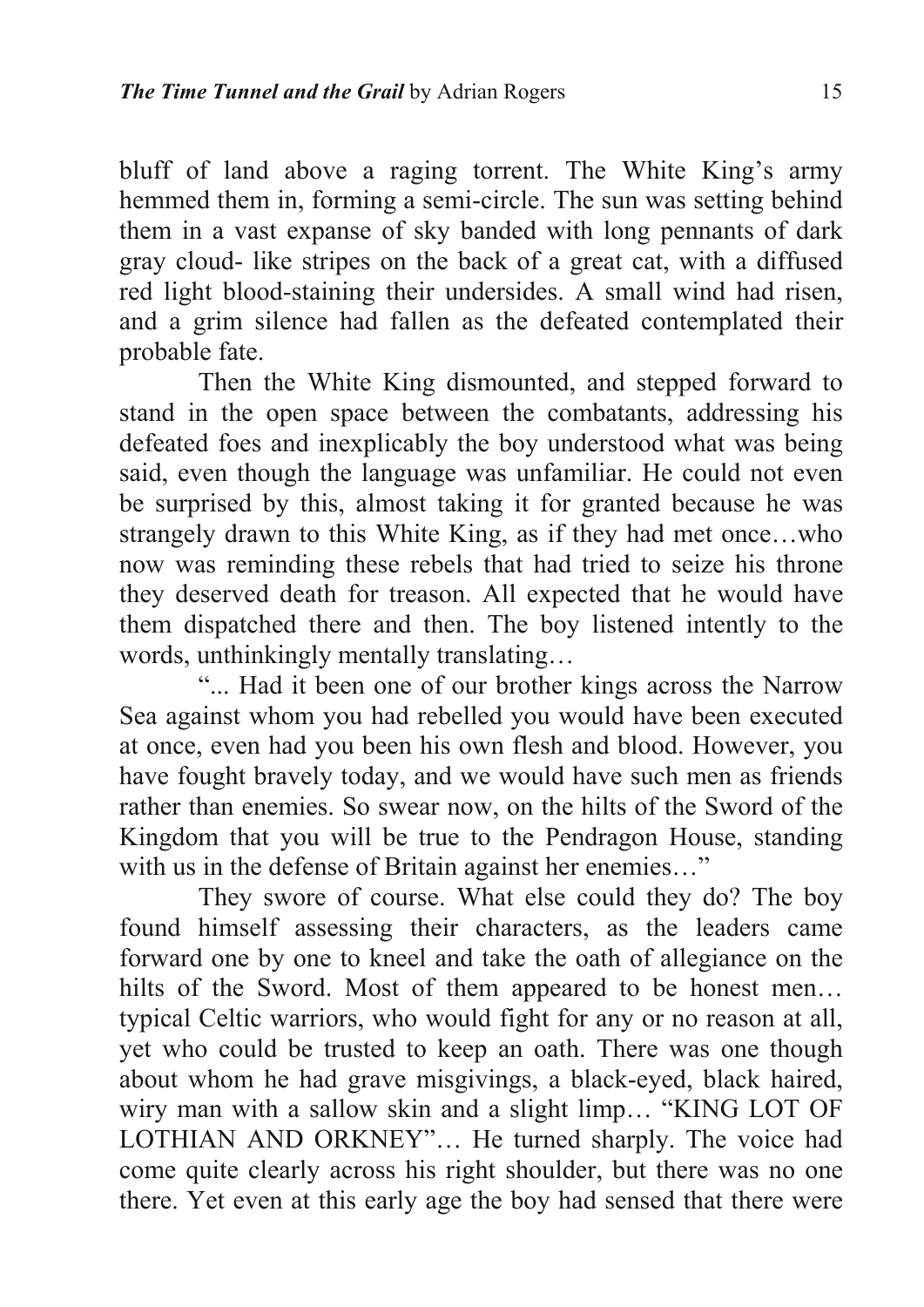bluff of land above a raging torrent. The White King's army hemmed them in, forming a semi-circle. The sun was setting behind them in a vast expanse of sky banded with long pennants of dark gray cloud- like stripes on the back of a great cat, with a diffused red light blood-staining their undersides. A small wind had risen, and a grim silence had fallen as the defeated contemplated their probable fate.

Then the White King dismounted, and stepped forward to stand in the open space between the combatants, addressing his defeated foes and inexplicably the boy understood what was being said, even though the language was unfamiliar. He could not even be surprised by this, almost taking it for granted because he was strangely drawn to this White King, as if they had met once…who now was reminding these rebels that had tried to seize his throne they deserved death for treason. All expected that he would have them dispatched there and then. The boy listened intently to the words, unthinkingly mentally translating…

"... Had it been one of our brother kings across the Narrow Sea against whom you had rebelled you would have been executed at once, even had you been his own flesh and blood. However, you have fought bravely today, and we would have such men as friends rather than enemies. So swear now, on the hilts of the Sword of the Kingdom that you will be true to the Pendragon House, standing with us in the defense of Britain against her enemies…"

They swore of course. What else could they do? The boy found himself assessing their characters, as the leaders came forward one by one to kneel and take the oath of allegiance on the hilts of the Sword. Most of them appeared to be honest men… typical Celtic warriors, who would fight for any or no reason at all, yet who could be trusted to keep an oath. There was one though about whom he had grave misgivings, a black-eyed, black haired, wiry man with a sallow skin and a slight limp… "KING LOT OF LOTHIAN AND ORKNEY"… He turned sharply. The voice had come quite clearly across his right shoulder, but there was no one there. Yet even at this early age the boy had sensed that there were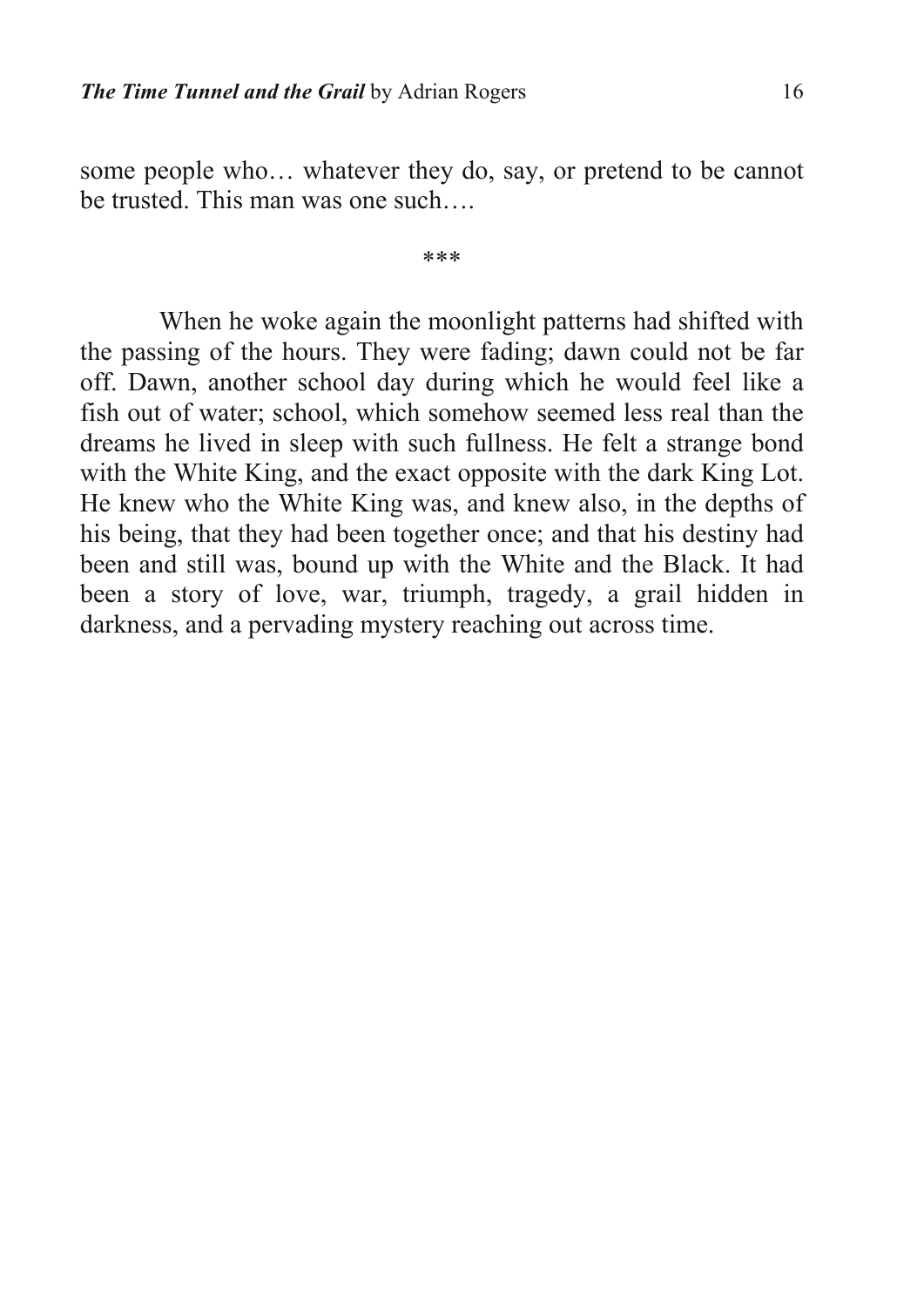some people who… whatever they do, say, or pretend to be cannot be trusted. This man was one such….

***

When he woke again the moonlight patterns had shifted with the passing of the hours. They were fading; dawn could not be far off. Dawn, another school day during which he would feel like a fish out of water; school, which somehow seemed less real than the dreams he lived in sleep with such fullness. He felt a strange bond with the White King, and the exact opposite with the dark King Lot. He knew who the White King was, and knew also, in the depths of his being, that they had been together once; and that his destiny had been and still was, bound up with the White and the Black. It had been a story of love, war, triumph, tragedy, a grail hidden in darkness, and a pervading mystery reaching out across time.